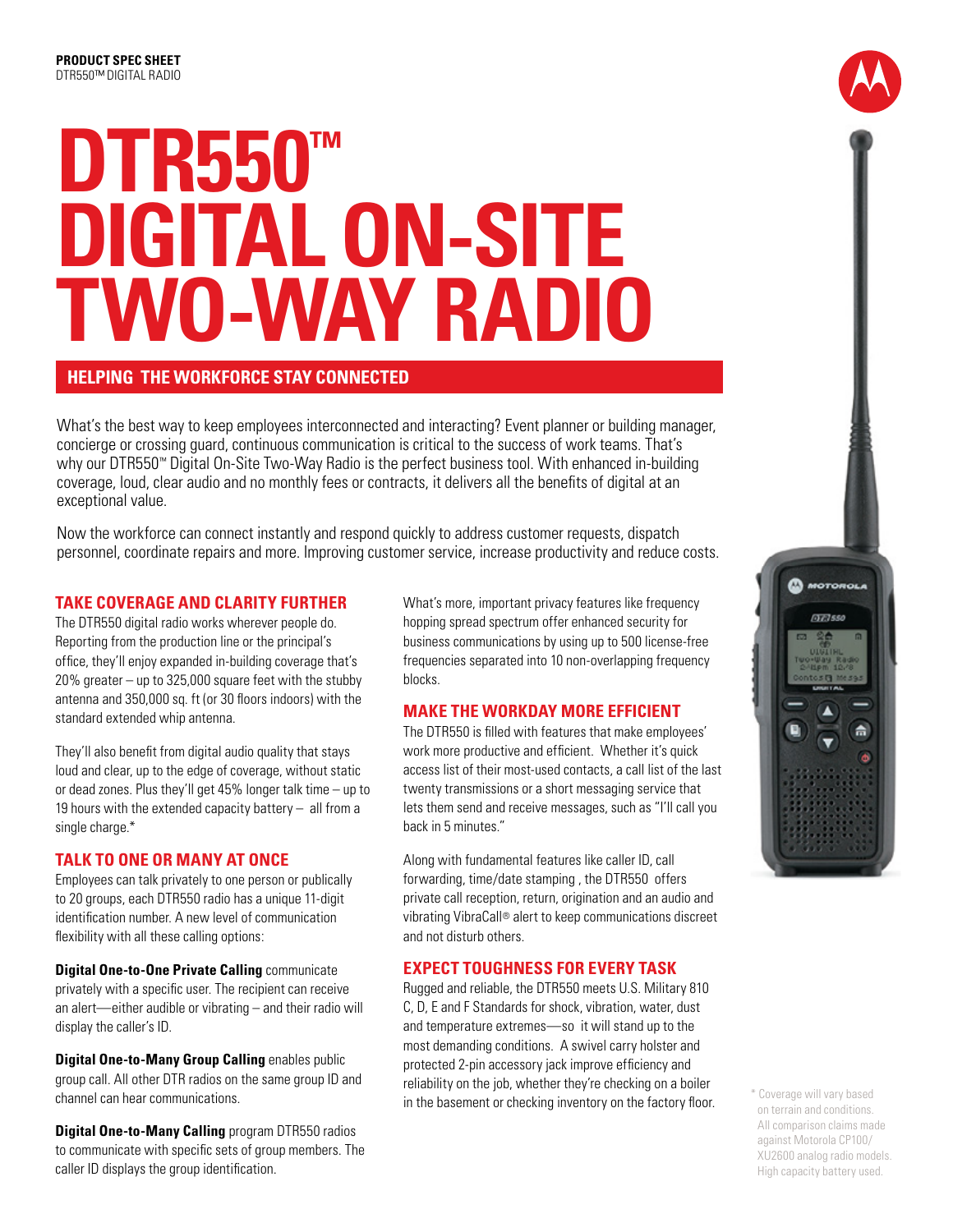**PRODUCT SPEC SHEET**
DTR550™ DIGITAL RADIO

# DTR550™ DIGITAL ON-SITE TWO-WAY RADIO

## HELPING THE WORKFORCE STAY CONNECTED

What's the best way to keep employees interconnected and interacting? Event planner or building manager, concierge or crossing guard, continuous communication is critical to the success of work teams. That's why our DTR550™ Digital On-Site Two-Way Radio is the perfect business tool. With enhanced in-building coverage, loud, clear audio and no monthly fees or contracts, it delivers all the benefits of digital at an exceptional value.

Now the workforce can connect instantly and respond quickly to address customer requests, dispatch personnel, coordinate repairs and more. Improving customer service, increase productivity and reduce costs.

### TAKE COVERAGE AND CLARITY FURTHER

The DTR550 digital radio works wherever people do. Reporting from the production line or the principal's office, they'll enjoy expanded in-building coverage that's 20% greater – up to 325,000 square feet with the stubby antenna and 350,000 sq. ft (or 30 floors indoors) with the standard extended whip antenna.

They'll also benefit from digital audio quality that stays loud and clear, up to the edge of coverage, without static or dead zones. Plus they'll get 45% longer talk time – up to 19 hours with the extended capacity battery – all from a single charge.*

### TALK TO ONE OR MANY AT ONCE

Employees can talk privately to one person or publically to 20 groups, each DTR550 radio has a unique 11-digit identification number. A new level of communication flexibility with all these calling options:

**Digital One-to-One Private Calling** communicate privately with a specific user. The recipient can receive an alert—either audible or vibrating – and their radio will display the caller's ID.

**Digital One-to-Many Group Calling** enables public group call. All other DTR radios on the same group ID and channel can hear communications.

**Digital One-to-Many Calling** program DTR550 radios to communicate with specific sets of group members. The caller ID displays the group identification.

What's more, important privacy features like frequency hopping spread spectrum offer enhanced security for business communications by using up to 500 license-free frequencies separated into 10 non-overlapping frequency blocks.

### MAKE THE WORKDAY MORE EFFICIENT

The DTR550 is filled with features that make employees' work more productive and efficient. Whether it's quick access list of their most-used contacts, a call list of the last twenty transmissions or a short messaging service that lets them send and receive messages, such as "I'll call you back in 5 minutes."

Along with fundamental features like caller ID, call forwarding, time/date stamping , the DTR550 offers private call reception, return, origination and an audio and vibrating VibraCall® alert to keep communications discreet and not disturb others.

### EXPECT TOUGHNESS FOR EVERY TASK

Rugged and reliable, the DTR550 meets U.S. Military 810 C, D, E and F Standards for shock, vibration, water, dust and temperature extremes—so it will stand up to the most demanding conditions. A swivel carry holster and protected 2-pin accessory jack improve efficiency and reliability on the job, whether they're checking on a boiler in the basement or checking inventory on the factory floor.

\* Coverage will vary based on terrain and conditions. All comparison claims made against Motorola CP100/XU2600 analog radio models. High capacity battery used.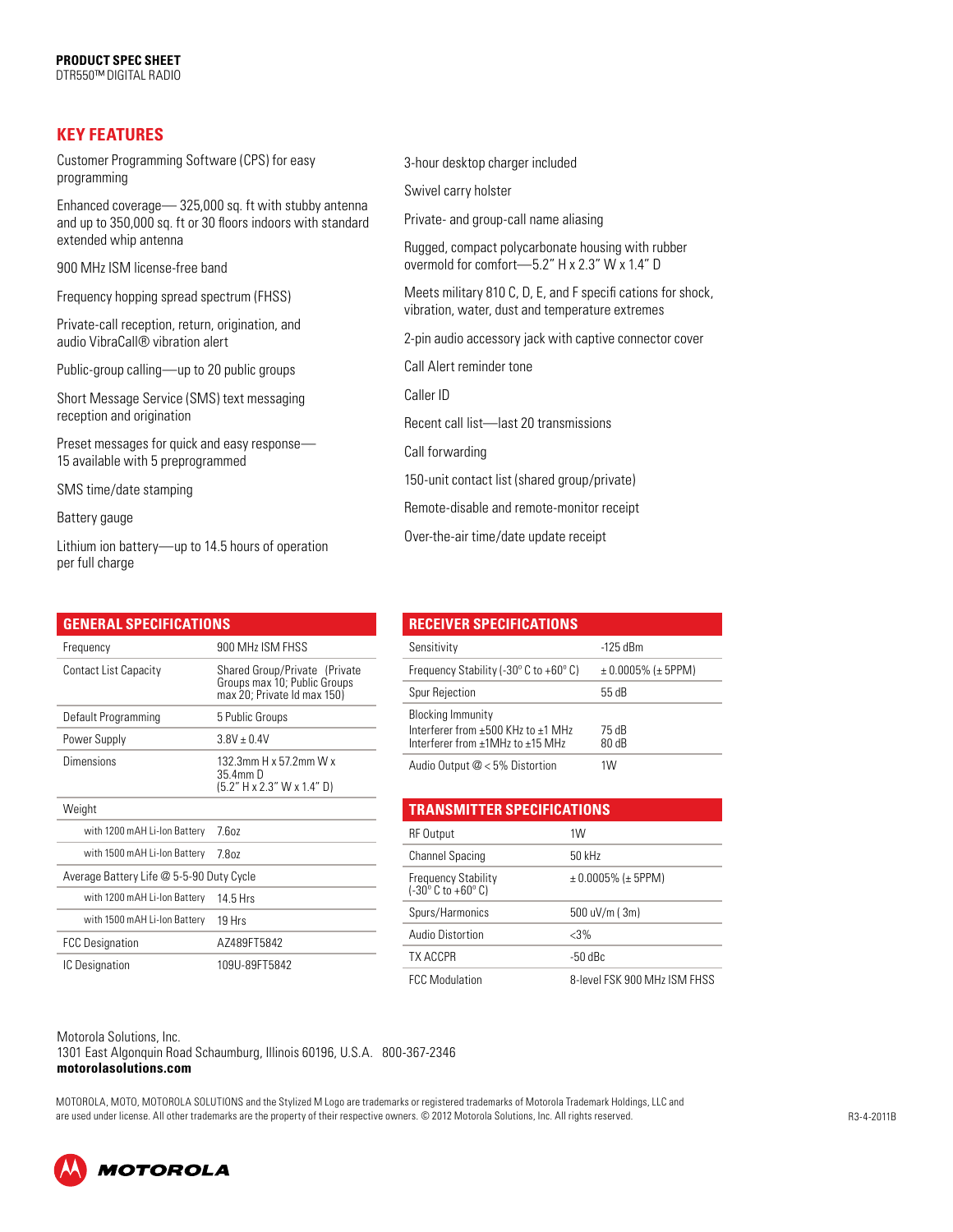**PRODUCT SPEC SHEET**
DTR550™ DIGITAL RADIO

## KEY FEATURES

Customer Programming Software (CPS) for easy programming

Enhanced coverage— 325,000 sq. ft with stubby antenna and up to 350,000 sq. ft or 30 floors indoors with standard extended whip antenna

900 MHz ISM license-free band

Frequency hopping spread spectrum (FHSS)

Private-call reception, return, origination, and audio VibraCall® vibration alert

Public-group calling—up to 20 public groups

Short Message Service (SMS) text messaging reception and origination

Preset messages for quick and easy response—15 available with 5 preprogrammed

SMS time/date stamping

Battery gauge

Lithium ion battery—up to 14.5 hours of operation per full charge

3-hour desktop charger included

Swivel carry holster

Private- and group-call name aliasing

Rugged, compact polycarbonate housing with rubber overmold for comfort—5.2" H x 2.3" W x 1.4" D

Meets military 810 C, D, E, and F specifi cations for shock, vibration, water, dust and temperature extremes

2-pin audio accessory jack with captive connector cover

Call Alert reminder tone

Caller ID

Recent call list—last 20 transmissions

Call forwarding

150-unit contact list (shared group/private)

Remote-disable and remote-monitor receipt

Over-the-air time/date update receipt

## GENERAL SPECIFICATIONS

| | |
|---|---|
| Frequency | 900 MHz ISM FHSS |
| Contact List Capacity | Shared Group/Private (Private Groups max 10; Public Groups max 20; Private Id max 150) |
| Default Programming | 5 Public Groups |
| Power Supply | 3.8V ± 0.4V |
| Dimensions | 132.3mm H x 57.2mm W x 35.4mm D (5.2" H x 2.3" W x 1.4" D) |
| Weight | |
| with 1200 mAH Li-Ion Battery | 7.6oz |
| with 1500 mAH Li-Ion Battery | 7.8oz |
| Average Battery Life @ 5-5-90 Duty Cycle | |
| with 1200 mAH Li-Ion Battery | 14.5 Hrs |
| with 1500 mAH Li-Ion Battery | 19 Hrs |
| FCC Designation | AZ489FT5842 |
| IC Designation | 109U-89FT5842 |

## RECEIVER SPECIFICATIONS

| | |
|---|---|
| Sensitivity | -125 dBm |
| Frequency Stability (-30° C to +60° C) | ± 0.0005% (± 5PPM) |
| Spur Rejection | 55 dB |
| Blocking Immunity<br>Interferer from ±500 KHz to ±1 MHz<br>Interferer from ±1MHz to ±15 MHz | <br>75 dB<br>80 dB |
| Audio Output @ < 5% Distortion | 1W |

## TRANSMITTER SPECIFICATIONS

| | |
|---|---|
| RF Output | 1W |
| Channel Spacing | 50 kHz |
| Frequency Stability (-30° C to +60° C) | ± 0.0005% (± 5PPM) |
| Spurs/Harmonics | 500 uV/m ( 3m) |
| Audio Distortion | <3% |
| TX ACCPR | -50 dBc |
| FCC Modulation | 8-level FSK 900 MHz ISM FHSS |

Motorola Solutions, Inc.
1301 East Algonquin Road Schaumburg, Illinois 60196, U.S.A. 800-367-2346
**motorolasolutions.com**

MOTOROLA, MOTO, MOTOROLA SOLUTIONS and the Stylized M Logo are trademarks or registered trademarks of Motorola Trademark Holdings, LLC and are used under license. All other trademarks are the property of their respective owners. © 2012 Motorola Solutions, Inc. All rights reserved.

R3-4-2011B

MOTOROLA